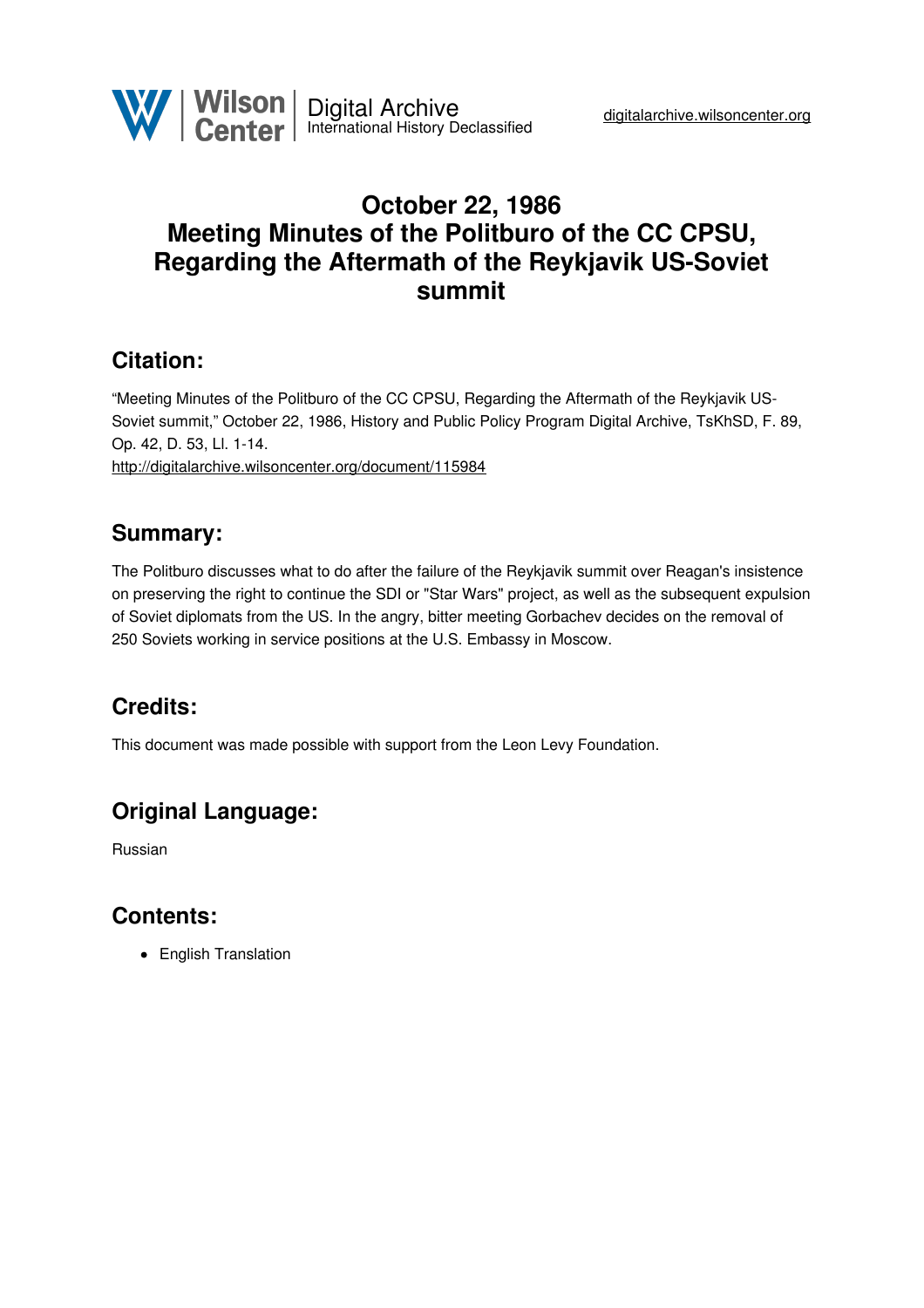# October 22, 1986
# Meeting Minutes of the Politburo of the CC CPSU, Regarding the Aftermath of the Reykjavik US-Soviet summit

## Citation:

"Meeting Minutes of the Politburo of the CC CPSU, Regarding the Aftermath of the Reykjavik US-Soviet summit," October 22, 1986, History and Public Policy Program Digital Archive, TsKhSD, F. 89, Op. 42, D. 53, Ll. 1-14.
http://digitalarchive.wilsoncenter.org/document/115984

## Summary:

The Politburo discusses what to do after the failure of the Reykjavik summit over Reagan's insistence on preserving the right to continue the SDI or "Star Wars" project, as well as the subsequent expulsion of Soviet diplomats from the US. In the angry, bitter meeting Gorbachev decides on the removal of 250 Soviets working in service positions at the U.S. Embassy in Moscow.

## Credits:

This document was made possible with support from the Leon Levy Foundation.

## Original Language:

Russian

## Contents:

- English Translation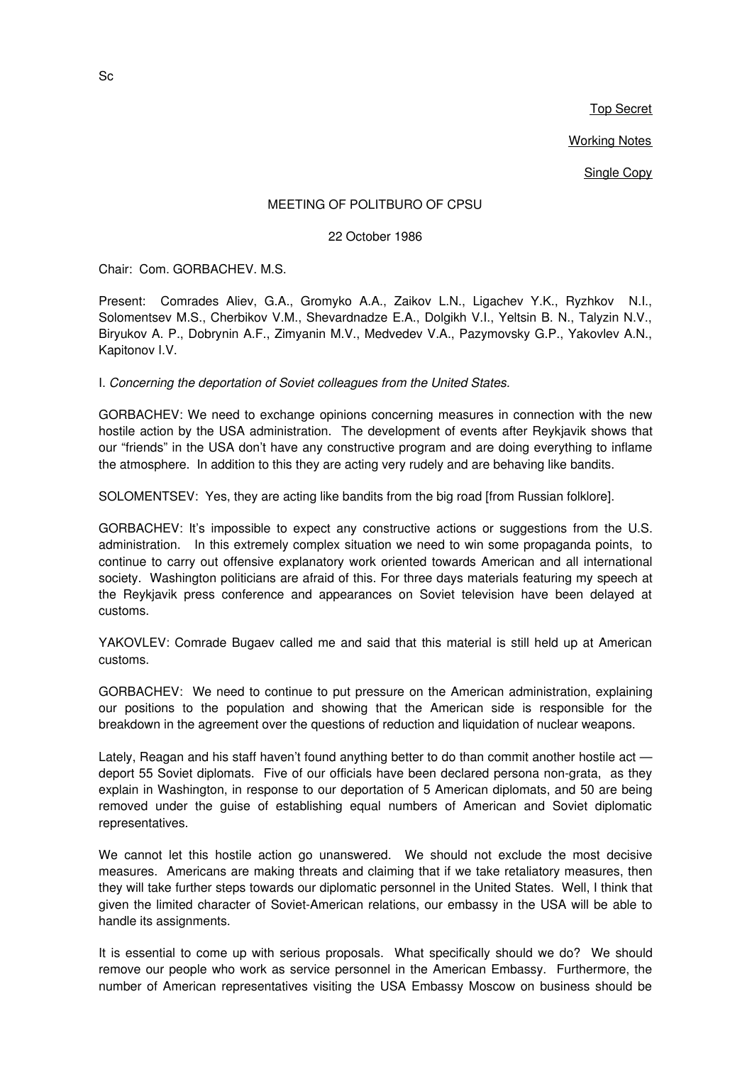Sc

Top Secret

Working Notes

Single Copy

MEETING OF POLITBURO OF CPSU

22 October 1986

Chair: Com. GORBACHEV. M.S.

Present: Comrades Aliev, G.A., Gromyko A.A., Zaikov L.N., Ligachev Y.K., Ryzhkov N.I., Solomentsev M.S., Cherbikov V.M., Shevardnadze E.A., Dolgikh V.I., Yeltsin B. N., Talyzin N.V., Biryukov A. P., Dobrynin A.F., Zimyanin M.V., Medvedev V.A., Pazymovsky G.P., Yakovlev A.N., Kapitonov I.V.

I. *Concerning the deportation of Soviet colleagues from the United States.*

GORBACHEV: We need to exchange opinions concerning measures in connection with the new hostile action by the USA administration. The development of events after Reykjavik shows that our "friends" in the USA don't have any constructive program and are doing everything to inflame the atmosphere. In addition to this they are acting very rudely and are behaving like bandits.

SOLOMENTSEV: Yes, they are acting like bandits from the big road [from Russian folklore].

GORBACHEV: It's impossible to expect any constructive actions or suggestions from the U.S. administration. In this extremely complex situation we need to win some propaganda points, to continue to carry out offensive explanatory work oriented towards American and all international society. Washington politicians are afraid of this. For three days materials featuring my speech at the Reykjavik press conference and appearances on Soviet television have been delayed at customs.

YAKOVLEV: Comrade Bugaev called me and said that this material is still held up at American customs.

GORBACHEV: We need to continue to put pressure on the American administration, explaining our positions to the population and showing that the American side is responsible for the breakdown in the agreement over the questions of reduction and liquidation of nuclear weapons.

Lately, Reagan and his staff haven't found anything better to do than commit another hostile act — deport 55 Soviet diplomats. Five of our officials have been declared persona non-grata, as they explain in Washington, in response to our deportation of 5 American diplomats, and 50 are being removed under the guise of establishing equal numbers of American and Soviet diplomatic representatives.

We cannot let this hostile action go unanswered. We should not exclude the most decisive measures. Americans are making threats and claiming that if we take retaliatory measures, then they will take further steps towards our diplomatic personnel in the United States. Well, I think that given the limited character of Soviet-American relations, our embassy in the USA will be able to handle its assignments.

It is essential to come up with serious proposals. What specifically should we do? We should remove our people who work as service personnel in the American Embassy. Furthermore, the number of American representatives visiting the USA Embassy Moscow on business should be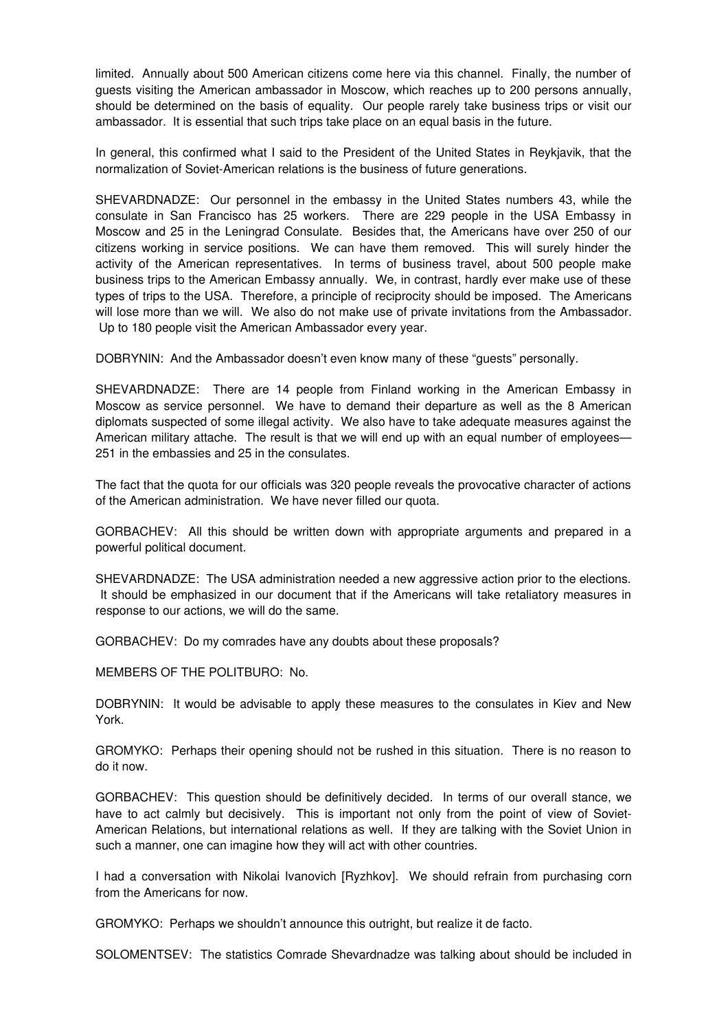limited. Annually about 500 American citizens come here via this channel. Finally, the number of guests visiting the American ambassador in Moscow, which reaches up to 200 persons annually, should be determined on the basis of equality. Our people rarely take business trips or visit our ambassador. It is essential that such trips take place on an equal basis in the future.

In general, this confirmed what I said to the President of the United States in Reykjavik, that the normalization of Soviet-American relations is the business of future generations.

SHEVARDNADZE: Our personnel in the embassy in the United States numbers 43, while the consulate in San Francisco has 25 workers. There are 229 people in the USA Embassy in Moscow and 25 in the Leningrad Consulate. Besides that, the Americans have over 250 of our citizens working in service positions. We can have them removed. This will surely hinder the activity of the American representatives. In terms of business travel, about 500 people make business trips to the American Embassy annually. We, in contrast, hardly ever make use of these types of trips to the USA. Therefore, a principle of reciprocity should be imposed. The Americans will lose more than we will. We also do not make use of private invitations from the Ambassador. Up to 180 people visit the American Ambassador every year.

DOBRYNIN: And the Ambassador doesn't even know many of these "guests" personally.

SHEVARDNADZE: There are 14 people from Finland working in the American Embassy in Moscow as service personnel. We have to demand their departure as well as the 8 American diplomats suspected of some illegal activity. We also have to take adequate measures against the American military attache. The result is that we will end up with an equal number of employees—251 in the embassies and 25 in the consulates.

The fact that the quota for our officials was 320 people reveals the provocative character of actions of the American administration. We have never filled our quota.

GORBACHEV: All this should be written down with appropriate arguments and prepared in a powerful political document.

SHEVARDNADZE: The USA administration needed a new aggressive action prior to the elections. It should be emphasized in our document that if the Americans will take retaliatory measures in response to our actions, we will do the same.

GORBACHEV: Do my comrades have any doubts about these proposals?

MEMBERS OF THE POLITBURO: No.

DOBRYNIN: It would be advisable to apply these measures to the consulates in Kiev and New York.

GROMYKO: Perhaps their opening should not be rushed in this situation. There is no reason to do it now.

GORBACHEV: This question should be definitively decided. In terms of our overall stance, we have to act calmly but decisively. This is important not only from the point of view of Soviet-American Relations, but international relations as well. If they are talking with the Soviet Union in such a manner, one can imagine how they will act with other countries.

I had a conversation with Nikolai Ivanovich [Ryzhkov]. We should refrain from purchasing corn from the Americans for now.

GROMYKO: Perhaps we shouldn't announce this outright, but realize it de facto.

SOLOMENTSEV: The statistics Comrade Shevardnadze was talking about should be included in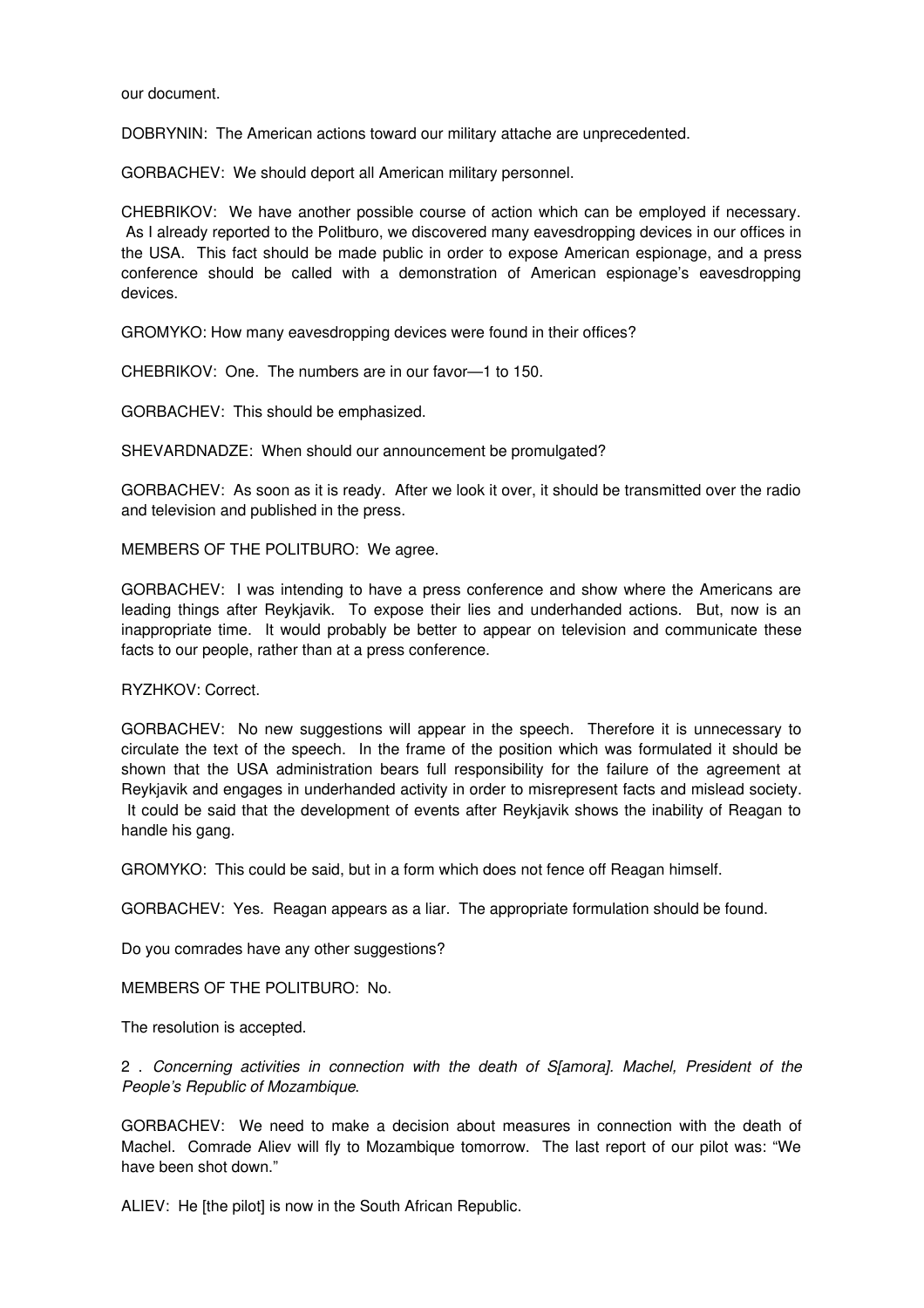our document.

DOBRYNIN: The American actions toward our military attache are unprecedented.

GORBACHEV: We should deport all American military personnel.

CHEBRIKOV: We have another possible course of action which can be employed if necessary. As I already reported to the Politburo, we discovered many eavesdropping devices in our offices in the USA. This fact should be made public in order to expose American espionage, and a press conference should be called with a demonstration of American espionage's eavesdropping devices.

GROMYKO: How many eavesdropping devices were found in their offices?

CHEBRIKOV: One. The numbers are in our favor—1 to 150.

GORBACHEV: This should be emphasized.

SHEVARDNADZE: When should our announcement be promulgated?

GORBACHEV: As soon as it is ready. After we look it over, it should be transmitted over the radio and television and published in the press.

MEMBERS OF THE POLITBURO: We agree.

GORBACHEV: I was intending to have a press conference and show where the Americans are leading things after Reykjavik. To expose their lies and underhanded actions. But, now is an inappropriate time. It would probably be better to appear on television and communicate these facts to our people, rather than at a press conference.

RYZHKOV: Correct.

GORBACHEV: No new suggestions will appear in the speech. Therefore it is unnecessary to circulate the text of the speech. In the frame of the position which was formulated it should be shown that the USA administration bears full responsibility for the failure of the agreement at Reykjavik and engages in underhanded activity in order to misrepresent facts and mislead society. It could be said that the development of events after Reykjavik shows the inability of Reagan to handle his gang.

GROMYKO: This could be said, but in a form which does not fence off Reagan himself.

GORBACHEV: Yes. Reagan appears as a liar. The appropriate formulation should be found.

Do you comrades have any other suggestions?

MEMBERS OF THE POLITBURO: No.

The resolution is accepted.

2 . *Concerning activities in connection with the death of S[amora]. Machel, President of the People's Republic of Mozambique*.

GORBACHEV: We need to make a decision about measures in connection with the death of Machel. Comrade Aliev will fly to Mozambique tomorrow. The last report of our pilot was: "We have been shot down."

ALIEV: He [the pilot] is now in the South African Republic.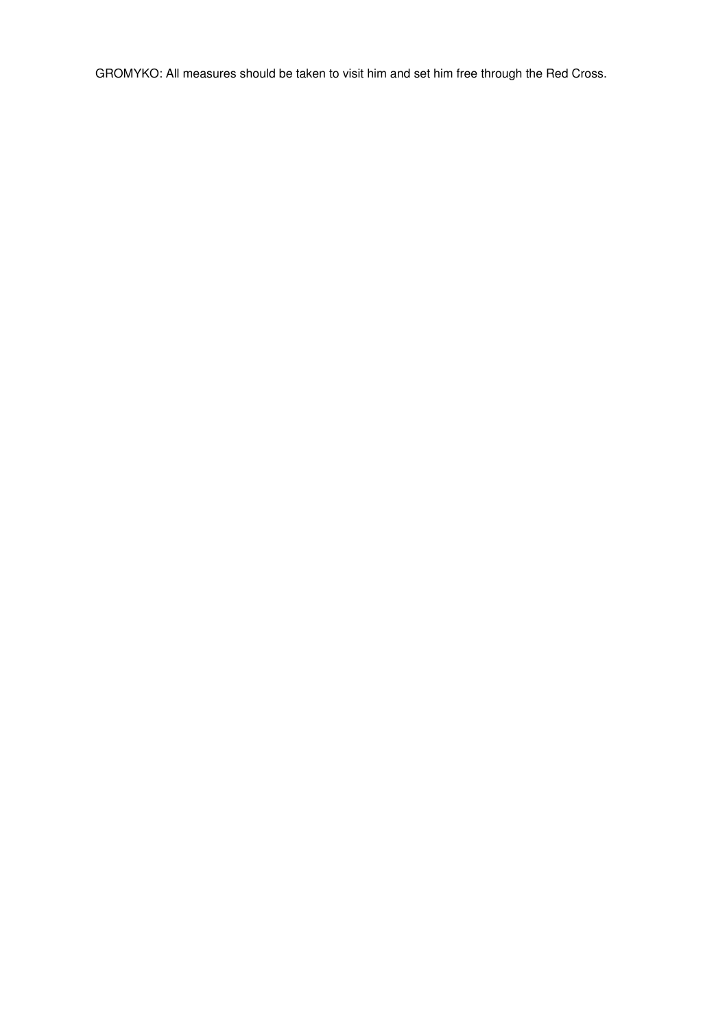GROMYKO: All measures should be taken to visit him and set him free through the Red Cross.